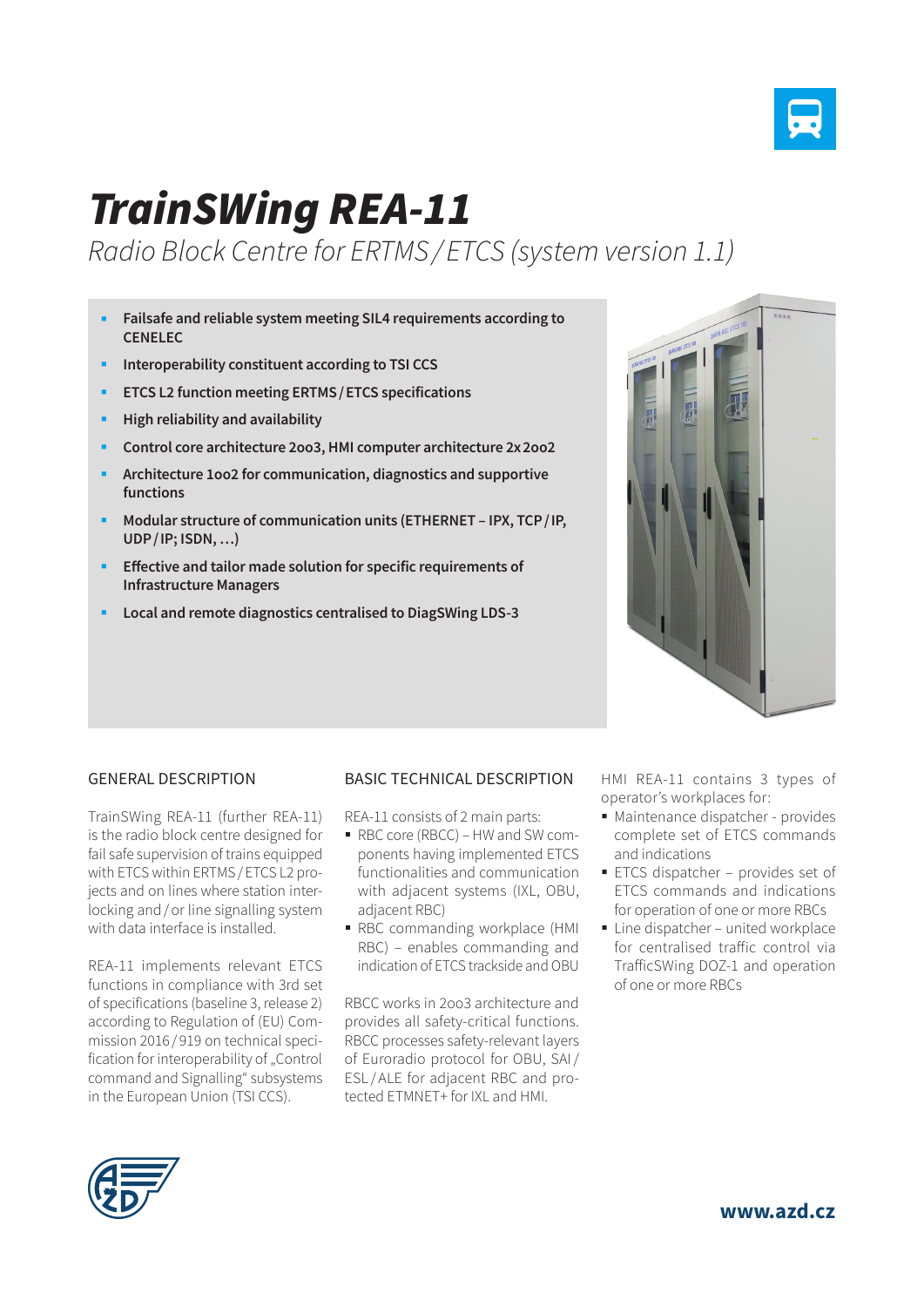# TrainSWing REA-11

*Radio Block Centre for ERTMS / ETCS (system version 1.1)*

- **Failsafe and reliable system meeting SIL4 requirements according to CENELEC**
- **Interoperability constituent according to TSI CCS**
- **ETCS L2 function meeting ERTMS / ETCS specifications**
- **High reliability and availability**
- **Control core architecture 2oo3, HMI computer architecture 2x 2oo2**
- **Architecture 1oo2 for communication, diagnostics and supportive functions**
- **Modular structure of communication units (ETHERNET – IPX, TCP / IP, UDP / IP; ISDN, …)**
- **Effective and tailor made solution for specific requirements of Infrastructure Managers**
- **Local and remote diagnostics centralised to DiagSWing LDS-3**

## GENERAL DESCRIPTION

TrainSWing REA-11 (further REA-11) is the radio block centre designed for fail safe supervision of trains equipped with ETCS within ERTMS / ETCS L2 projects and on lines where station interlocking and / or line signalling system with data interface is installed.

REA-11 implements relevant ETCS functions in compliance with 3rd set of specifications (baseline 3, release 2) according to Regulation of (EU) Commission 2016 / 919 on technical specification for interoperability of „Control command and Signalling“ subsystems in the European Union (TSI CCS).

## BASIC TECHNICAL DESCRIPTION

REA-11 consists of 2 main parts:

- RBC core (RBCC) – HW and SW components having implemented ETCS functionalities and communication with adjacent systems (IXL, OBU, adjacent RBC)
- RBC commanding workplace (HMI RBC) – enables commanding and indication of ETCS trackside and OBU

RBCC works in 2oo3 architecture and provides all safety-critical functions. RBCC processes safety-relevant layers of Euroradio protocol for OBU, SAI / ESL / ALE for adjacent RBC and protected ETMNET+ for IXL and HMI.

HMI REA-11 contains 3 types of operator’s workplaces for:

- Maintenance dispatcher - provides complete set of ETCS commands and indications
- ETCS dispatcher – provides set of ETCS commands and indications for operation of one or more RBCs
- Line dispatcher – united workplace for centralised traffic control via TrafficSWing DOZ-1 and operation of one or more RBCs

**www.azd.cz**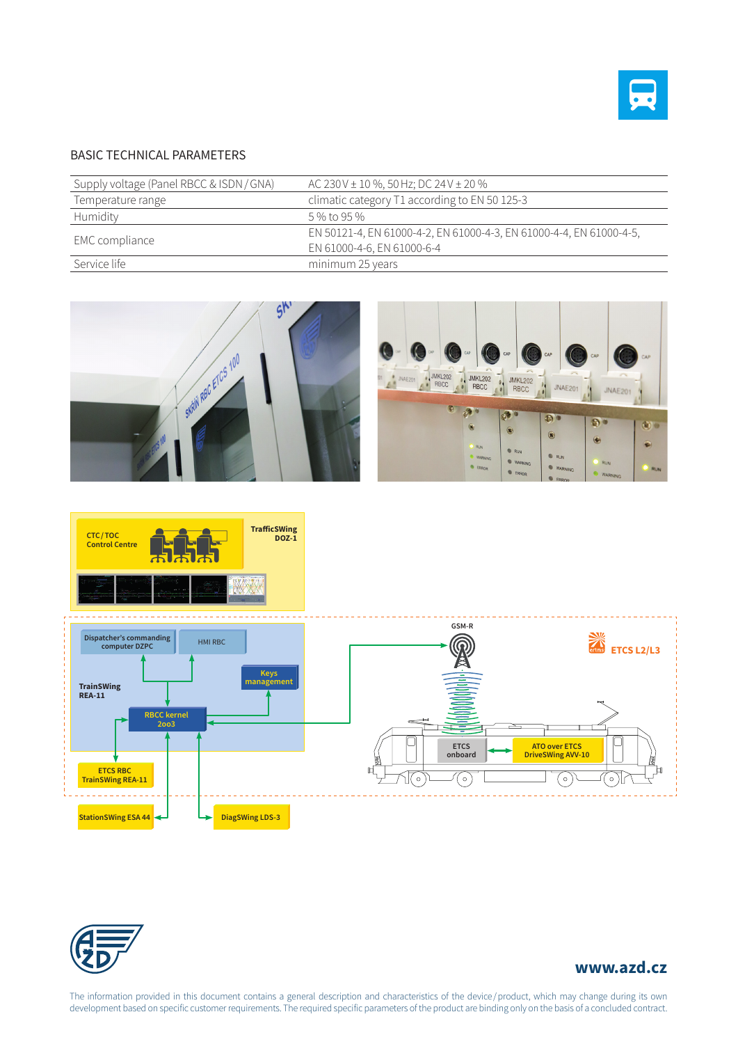## BASIC TECHNICAL PARAMETERS

| | |
|---|---|
| Supply voltage (Panel RBCC & ISDN / GNA) | AC 230 V ± 10 %, 50 Hz; DC 24 V ± 20 % |
| Temperature range | climatic category T1 according to EN 50 125-3 |
| Humidity | 5 % to 95 % |
| EMC compliance | EN 50121-4, EN 61000-4-2, EN 61000-4-3, EN 61000-4-4, EN 61000-4-5, EN 61000-4-6, EN 61000-6-4 |
| Service life | minimum 25 years |

CTC / TOC Control Centre

TrafficSWing DOZ-1

Dispatcher's commanding computer DZPC

HMI RBC

Keys management

TrainSWing REA-11

RBCC kernel 2oo3

ETCS RBC TrainSWing REA-11

StationSWing ESA 44

DiagSWing LDS-3

GSM-R

ETCS L2/L3

ETCS onboard

ATO over ETCS DriveSWing AVV-10

www.azd.cz

The information provided in this document contains a general description and characteristics of the device / product, which may change during its own development based on specific customer requirements. The required specific parameters of the product are binding only on the basis of a concluded contract.